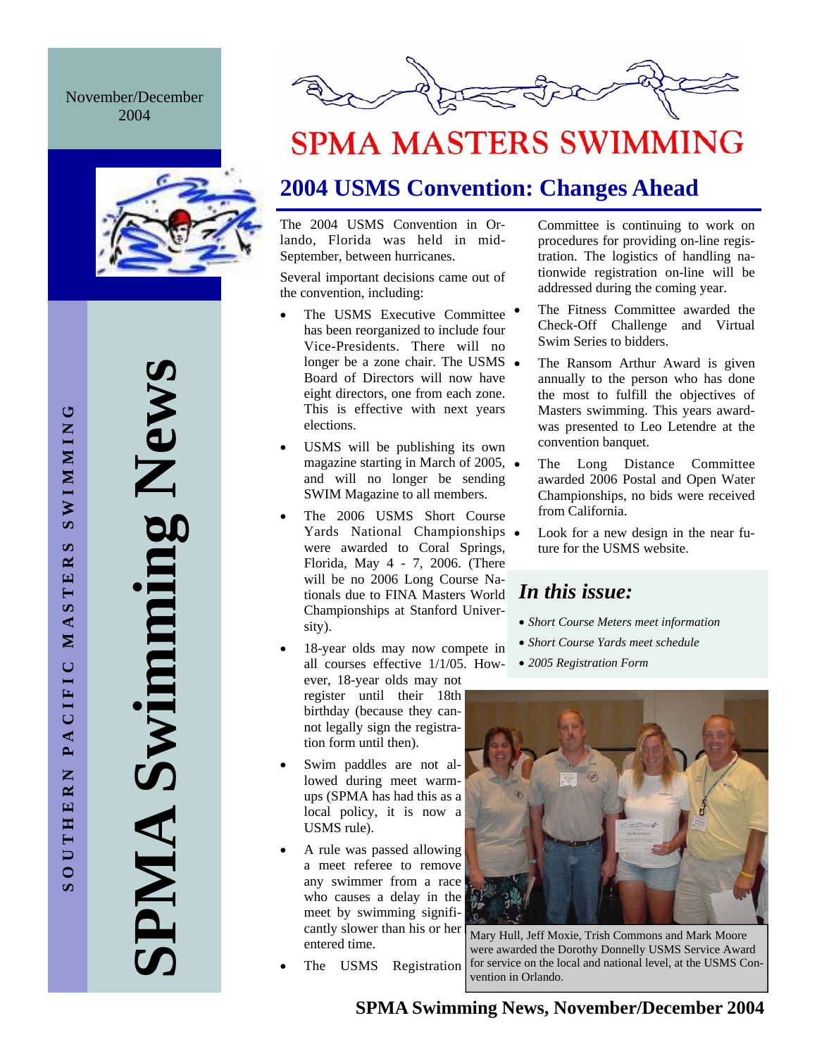November/December 2004

SOUTHERN PACIFIC MASTERS SWIMMING

# SPMA Swimming News

# SPMA MASTERS SWIMMING

## 2004 USMS Convention: Changes Ahead

The 2004 USMS Convention in Orlando, Florida was held in mid-September, between hurricanes.

Several important decisions came out of the convention, including:

- The USMS Executive Committee has been reorganized to include four Vice-Presidents. There will no longer be a zone chair. The USMS Board of Directors will now have eight directors, one from each zone. This is effective with next years elections.
- USMS will be publishing its own magazine starting in March of 2005, and will no longer be sending SWIM Magazine to all members.
- The 2006 USMS Short Course Yards National Championships were awarded to Coral Springs, Florida, May 4 - 7, 2006. (There will be no 2006 Long Course Nationals due to FINA Masters World Championships at Stanford University).
- 18-year olds may now compete in all courses effective 1/1/05. However, 18-year olds may not register until their 18th birthday (because they cannot legally sign the registration form until then).
- Swim paddles are not allowed during meet warm-ups (SPMA has had this as a local policy, it is now a USMS rule).
- A rule was passed allowing a meet referee to remove any swimmer from a race who causes a delay in the meet by swimming significantly slower than his or her entered time.
- The USMS Registration Committee is continuing to work on procedures for providing on-line registration. The logistics of handling nationwide registration on-line will be addressed during the coming year.
- The Fitness Committee awarded the Check-Off Challenge and Virtual Swim Series to bidders.
- The Ransom Arthur Award is given annually to the person who has done the most to fulfill the objectives of Masters swimming. This years award-was presented to Leo Letendre at the convention banquet.
- The Long Distance Committee awarded 2006 Postal and Open Water Championships, no bids were received from California.
- Look for a new design in the near future for the USMS website.

### *In this issue:*

- *Short Course Meters meet information*
- *Short Course Yards meet schedule*
- *2005 Registration Form*

Mary Hull, Jeff Moxie, Trish Commons and Mark Moore were awarded the Dorothy Donnelly USMS Service Award for service on the local and national level, at the USMS Convention in Orlando.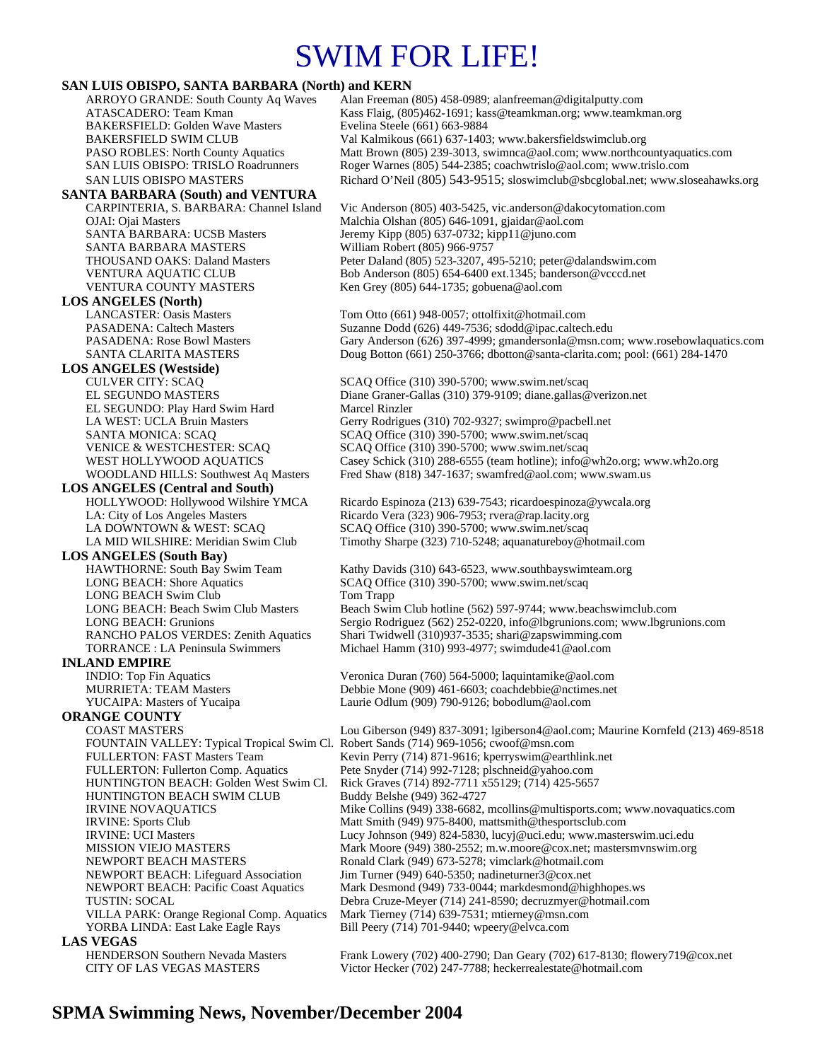# SWIM FOR LIFE!

## SAN LUIS OBISPO, SANTA BARBARA (North) and KERN

| | |
|---|---|
| ARROYO GRANDE: South County Aq Waves | Alan Freeman (805) 458-0989; alanfreeman@digitalputty.com |
| ATASCADERO: Team Kman | Kass Flaig, (805)462-1691; kass@teamkman.org; www.teamkman.org |
| BAKERSFIELD: Golden Wave Masters | Evelina Steele (661) 663-9884 |
| BAKERSFIELD SWIM CLUB | Val Kalmikous (661) 637-1403; www.bakersfieldswimclub.org |
| PASO ROBLES: North County Aquatics | Matt Brown (805) 239-3013, swimnca@aol.com; www.northcountyaquatics.com |
| SAN LUIS OBISPO: TRISLO Roadrunners | Roger Warnes (805) 544-2385; coachwtrislo@aol.com; www.trislo.com |
| SAN LUIS OBISPO MASTERS | Richard O'Neil (805) 543-9515; sloswimclub@sbcglobal.net; www.sloseahawks.org |

## SANTA BARBARA (South) and VENTURA

| | |
|---|---|
| CARPINTERIA, S. BARBARA: Channel Island | Vic Anderson (805) 403-5425, vic.anderson@dakocytomation.com |
| OJAI: Ojai Masters | Malchia Olshan (805) 646-1091, gjaidar@aol.com |
| SANTA BARBARA: UCSB Masters | Jeremy Kipp (805) 637-0732; kipp11@juno.com |
| SANTA BARBARA MASTERS | William Robert (805) 966-9757 |
| THOUSAND OAKS: Daland Masters | Peter Daland (805) 523-3207, 495-5210; peter@dalandswim.com |
| VENTURA AQUATIC CLUB | Bob Anderson (805) 654-6400 ext.1345; banderson@vcccd.net |
| VENTURA COUNTY MASTERS | Ken Grey (805) 644-1735; gobuena@aol.com |

## LOS ANGELES (North)

| | |
|---|---|
| LANCASTER: Oasis Masters | Tom Otto (661) 948-0057; ottolfixit@hotmail.com |
| PASADENA: Caltech Masters | Suzanne Dodd (626) 449-7536; sdodd@ipac.caltech.edu |
| PASADENA: Rose Bowl Masters | Gary Anderson (626) 397-4999; gmandersonla@msn.com; www.rosebowlaquatics.com |
| SANTA CLARITA MASTERS | Doug Botton (661) 250-3766; dbotton@santa-clarita.com; pool: (661) 284-1470 |

## LOS ANGELES (Westside)

| | |
|---|---|
| CULVER CITY: SCAQ | SCAQ Office (310) 390-5700; www.swim.net/scaq |
| EL SEGUNDO MASTERS | Diane Graner-Gallas (310) 379-9109; diane.gallas@verizon.net |
| EL SEGUNDO: Play Hard Swim Hard | Marcel Rinzler |
| LA WEST: UCLA Bruin Masters | Gerry Rodrigues (310) 702-9327; swimpro@pacbell.net |
| SANTA MONICA: SCAQ | SCAQ Office (310) 390-5700; www.swim.net/scaq |
| VENICE & WESTCHESTER: SCAQ | SCAQ Office (310) 390-5700; www.swim.net/scaq |
| WEST HOLLYWOOD AQUATICS | Casey Schick (310) 288-6555 (team hotline); info@wh2o.org; www.wh2o.org |
| WOODLAND HILLS: Southwest Aq Masters | Fred Shaw (818) 347-1637; swamfred@aol.com; www.swam.us |

## LOS ANGELES (Central and South)

| | |
|---|---|
| HOLLYWOOD: Hollywood Wilshire YMCA | Ricardo Espinoza (213) 639-7543; ricardoespinoza@ywcala.org |
| LA: City of Los Angeles Masters | Ricardo Vera (323) 906-7953; rvera@rap.lacity.org |
| LA DOWNTOWN & WEST: SCAQ | SCAQ Office (310) 390-5700; www.swim.net/scaq |
| LA MID WILSHIRE: Meridian Swim Club | Timothy Sharpe (323) 710-5248; aquanatureboy@hotmail.com |

## LOS ANGELES (South Bay)

| | |
|---|---|
| HAWTHORNE: South Bay Swim Team | Kathy Davids (310) 643-6523, www.southbayswimteam.org |
| LONG BEACH: Shore Aquatics | SCAQ Office (310) 390-5700; www.swim.net/scaq |
| LONG BEACH Swim Club | Tom Trapp |
| LONG BEACH: Beach Swim Club Masters | Beach Swim Club hotline (562) 597-9744; www.beachswimclub.com |
| LONG BEACH: Grunions | Sergio Rodriguez (562) 252-0220, info@lbgrunions.com; www.lbgrunions.com |
| RANCHO PALOS VERDES: Zenith Aquatics | Shari Twidwell (310)937-3535; shari@zapswimming.com |
| TORRANCE : LA Peninsula Swimmers | Michael Hamm (310) 993-4977; swimdude41@aol.com |

## INLAND EMPIRE

| | |
|---|---|
| INDIO: Top Fin Aquatics | Veronica Duran (760) 564-5000; laquintamike@aol.com |
| MURRIETA: TEAM Masters | Debbie Mone (909) 461-6603; coachdebbie@nctimes.net |
| YUCAIPA: Masters of Yucaipa | Laurie Odlum (909) 790-9126; bobodlum@aol.com |

## ORANGE COUNTY

| | |
|---|---|
| COAST MASTERS | Lou Giberson (949) 837-3091; lgiberson4@aol.com; Maurine Kornfeld (213) 469-8518 |
| FOUNTAIN VALLEY: Typical Tropical Swim Cl. | Robert Sands (714) 969-1056; cwoof@msn.com |
| FULLERTON: FAST Masters Team | Kevin Perry (714) 871-9616; kperryswim@earthlink.net |
| FULLERTON: Fullerton Comp. Aquatics | Pete Snyder (714) 992-7128; plschneid@yahoo.com |
| HUNTINGTON BEACH: Golden West Swim Cl. | Rick Graves (714) 892-7711 x55129; (714) 425-5657 |
| HUNTINGTON BEACH SWIM CLUB | Buddy Belshe (949) 362-4727 |
| IRVINE NOVAQUATICS | Mike Collins (949) 338-6682, mcollins@multisports.com; www.novaquatics.com |
| IRVINE: Sports Club | Matt Smith (949) 975-8400, mattsmith@thesportsclub.com |
| IRVINE: UCI Masters | Lucy Johnson (949) 824-5830, lucyj@uci.edu; www.masterswim.uci.edu |
| MISSION VIEJO MASTERS | Mark Moore (949) 380-2552; m.w.moore@cox.net; mastersmvnswim.org |
| NEWPORT BEACH MASTERS | Ronald Clark (949) 673-5278; vimclark@hotmail.com |
| NEWPORT BEACH: Lifeguard Association | Jim Turner (949) 640-5350; nadineturner3@cox.net |
| NEWPORT BEACH: Pacific Coast Aquatics | Mark Desmond (949) 733-0044; markdesmond@highhopes.ws |
| TUSTIN: SOCAL | Debra Cruze-Meyer (714) 241-8590; decruzmyer@hotmail.com |
| VILLA PARK: Orange Regional Comp. Aquatics | Mark Tierney (714) 639-7531; mtierney@msn.com |
| YORBA LINDA: East Lake Eagle Rays | Bill Peery (714) 701-9440; wpeery@elvca.com |

## LAS VEGAS

| | |
|---|---|
| HENDERSON Southern Nevada Masters | Frank Lowery (702) 400-2790; Dan Geary (702) 617-8130; flowery719@cox.net |
| CITY OF LAS VEGAS MASTERS | Victor Hecker (702) 247-7788; heckerrealestate@hotmail.com |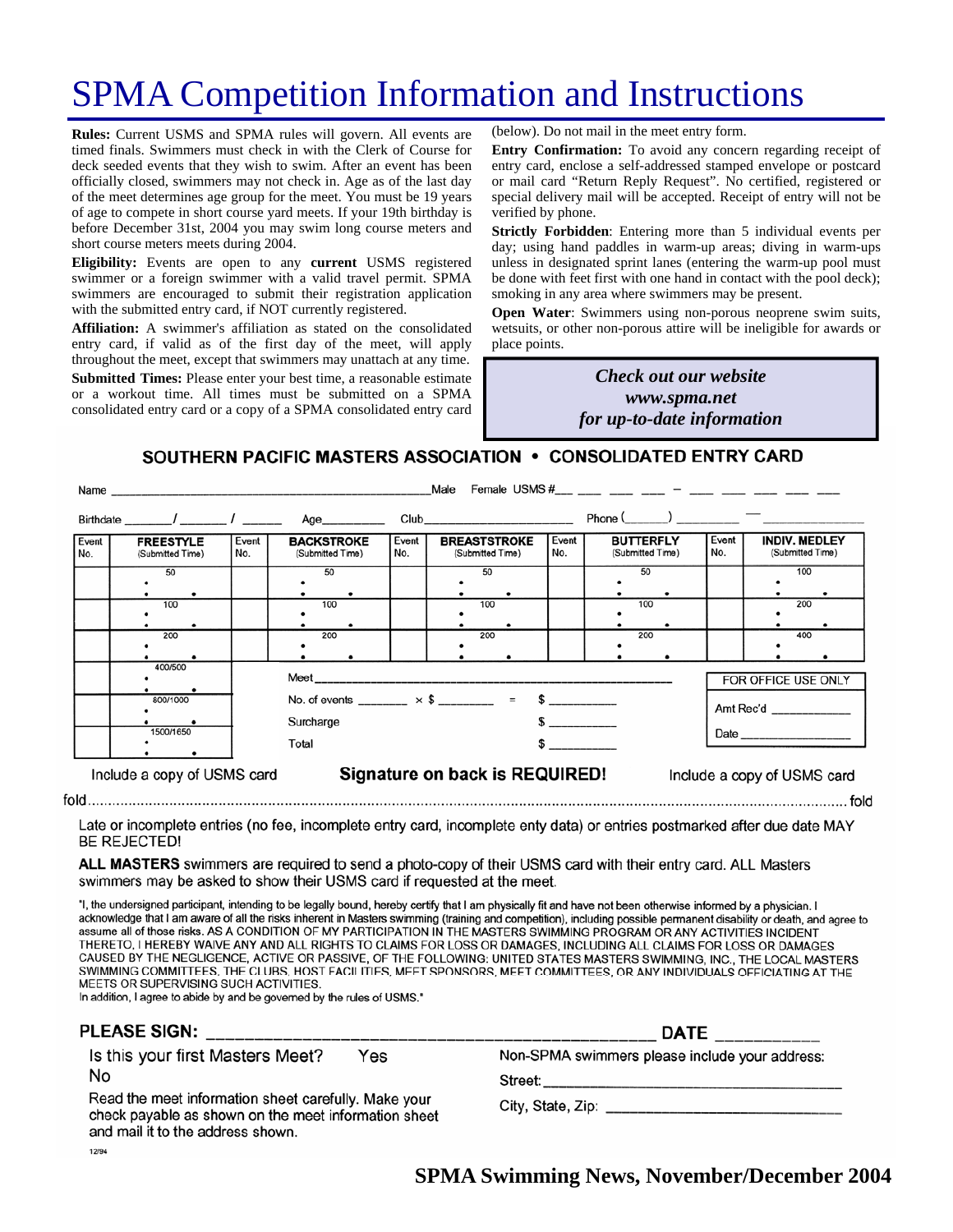# SPMA Competition Information and Instructions

**Rules:** Current USMS and SPMA rules will govern. All events are timed finals. Swimmers must check in with the Clerk of Course for deck seeded events that they wish to swim. After an event has been officially closed, swimmers may not check in. Age as of the last day of the meet determines age group for the meet. You must be 19 years of age to compete in short course yard meets. If your 19th birthday is before December 31st, 2004 you may swim long course meters and short course meters meets during 2004.

**Eligibility:** Events are open to any **current** USMS registered swimmer or a foreign swimmer with a valid travel permit. SPMA swimmers are encouraged to submit their registration application with the submitted entry card, if NOT currently registered.

**Affiliation:** A swimmer's affiliation as stated on the consolidated entry card, if valid as of the first day of the meet, will apply throughout the meet, except that swimmers may unattach at any time.

**Submitted Times:** Please enter your best time, a reasonable estimate or a workout time. All times must be submitted on a SPMA consolidated entry card or a copy of a SPMA consolidated entry card (below). Do not mail in the meet entry form.

**Entry Confirmation:** To avoid any concern regarding receipt of entry card, enclose a self-addressed stamped envelope or postcard or mail card "Return Reply Request". No certified, registered or special delivery mail will be accepted. Receipt of entry will not be verified by phone.

**Strictly Forbidden**: Entering more than 5 individual events per day; using hand paddles in warm-up areas; diving in warm-ups unless in designated sprint lanes (entering the warm-up pool must be done with feet first with one hand in contact with the pool deck); smoking in any area where swimmers may be present.

**Open Water**: Swimmers using non-porous neoprene swim suits, wetsuits, or other non-porous attire will be ineligible for awards or place points.

***Check out our website***
***www.spma.net***
***for up-to-date information***

## SOUTHERN PACIFIC MASTERS ASSOCIATION • CONSOLIDATED ENTRY CARD

Name ______________________________ Male Female USMS #___ ___ ___ ___ – ___ ___ ___ ___ ___

Birthdate ______/ ______/ ______ Age________ Club____________________ Phone (______) ________ — ____________

| Event No. | FREESTYLE (Submitted Time) | Event No. | BACKSTROKE (Submitted Time) | Event No. | BREASTSTROKE (Submitted Time) | Event No. | BUTTERFLY (Submitted Time) | Event No. | INDIV. MEDLEY (Submitted Time) |
|---|---|---|---|---|---|---|---|---|---|
| | 50 | | 50 | | 50 | | 50 | | 100 |
| | 100 | | 100 | | 100 | | 100 | | 200 |
| | 200 | | 200 | | 200 | | 200 | | 400 |
| | 400/500 | | | | | | | | |
| | 800/1000 | | | | | | | | |
| | 1500/1650 | | | | | | | | |

Meet ____________________________________________

No. of events ______ × $ ______ = $ ________

Surcharge $ ________

Total $ ________

FOR OFFICE USE ONLY

Amt Rec'd ____________

Date ________________

Include a copy of USMS card **Signature on back is REQUIRED!** Include a copy of USMS card

fold ........................................................................................................ fold

Late or incomplete entries (no fee, incomplete entry card, incomplete enty data) or entries postmarked after due date MAY BE REJECTED!

**ALL MASTERS** swimmers are required to send a photo-copy of their USMS card with their entry card. ALL Masters swimmers may be asked to show their USMS card if requested at the meet.

"I, the undersigned participant, intending to be legally bound, hereby certify that I am physically fit and have not been otherwise informed by a physician. I acknowledge that I am aware of all the risks inherent in Masters swimming (training and competition), including possible permanent disability or death, and agree to assume all of those risks. AS A CONDITION OF MY PARTICIPATION IN THE MASTERS SWIMMING PROGRAM OR ANY ACTIVITIES INCIDENT THERETO, I HEREBY WAIVE ANY AND ALL RIGHTS TO CLAIMS FOR LOSS OR DAMAGES, INCLUDING ALL CLAIMS FOR LOSS OR DAMAGES CAUSED BY THE NEGLIGENCE, ACTIVE OR PASSIVE, OF THE FOLLOWING: UNITED STATES MASTERS SWIMMING, INC., THE LOCAL MASTERS SWIMMING COMMITTEES, THE CLUBS, HOST FACILITIES, MEET SPONSORS, MEET COMMITTEES, OR ANY INDIVIDUALS OFFICIATING AT THE MEETS OR SUPERVISING SUCH ACTIVITIES.
In addition, I agree to abide by and be governed by the rules of USMS."

**PLEASE SIGN:** ______________________________ **DATE** __________

Is this your first Masters Meet? Yes No

Read the meet information sheet carefully. Make your check payable as shown on the meet information sheet and mail it to the address shown.

Non-SPMA swimmers please include your address:

Street: ______________________________

City, State, Zip: ______________________________

12/94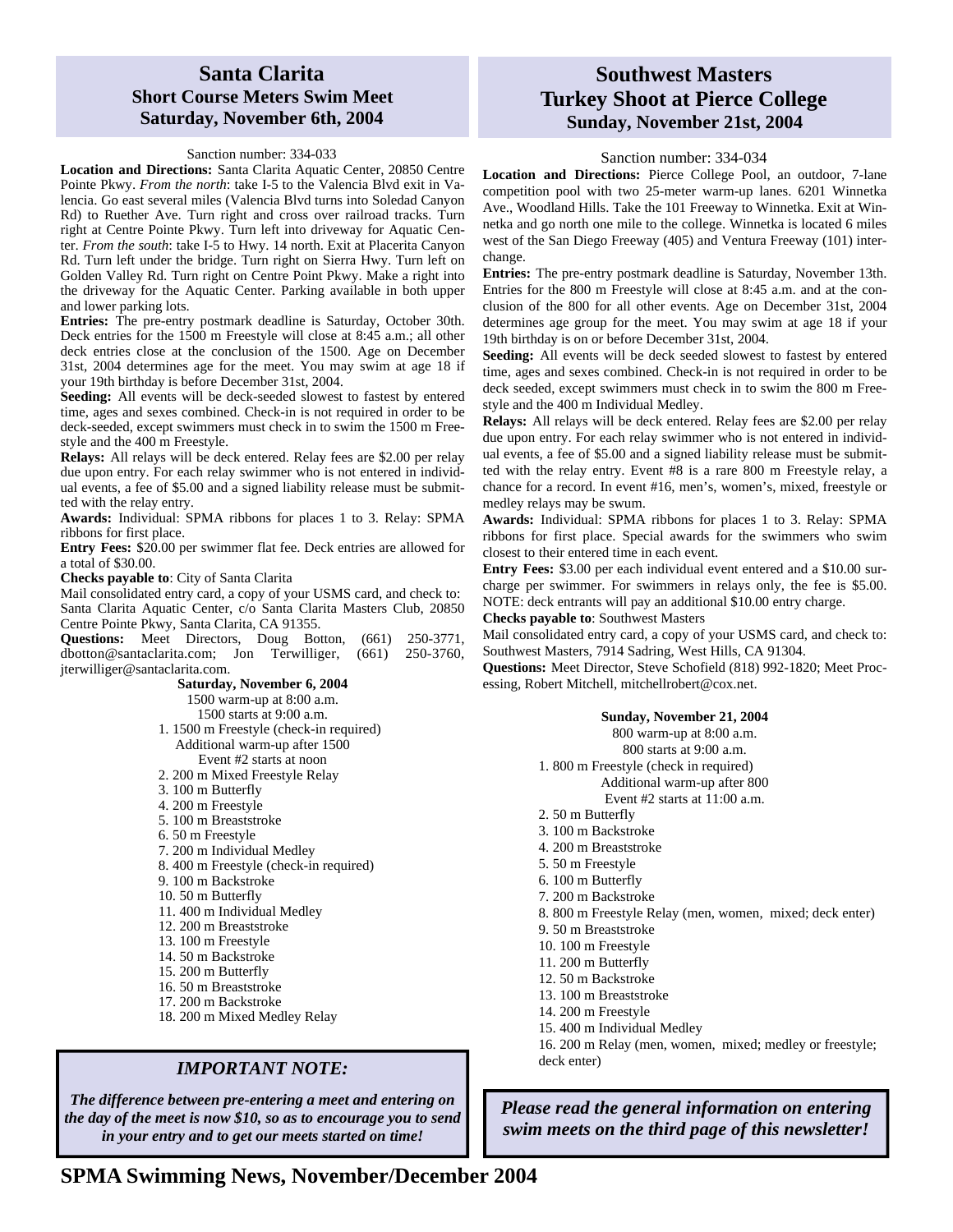## Santa Clarita
### Short Course Meters Swim Meet
### Saturday, November 6th, 2004

Sanction number: 334-033

**Location and Directions:** Santa Clarita Aquatic Center, 20850 Centre Pointe Pkwy. *From the north*: take I-5 to the Valencia Blvd exit in Valencia. Go east several miles (Valencia Blvd turns into Soledad Canyon Rd) to Ruether Ave. Turn right and cross over railroad tracks. Turn right at Centre Pointe Pkwy. Turn left into driveway for Aquatic Center. *From the south*: take I-5 to Hwy. 14 north. Exit at Placerita Canyon Rd. Turn left under the bridge. Turn right on Sierra Hwy. Turn left on Golden Valley Rd. Turn right on Centre Point Pkwy. Make a right into the driveway for the Aquatic Center. Parking available in both upper and lower parking lots.

**Entries:** The pre-entry postmark deadline is Saturday, October 30th. Deck entries for the 1500 m Freestyle will close at 8:45 a.m.; all other deck entries close at the conclusion of the 1500. Age on December 31st, 2004 determines age for the meet. You may swim at age 18 if your 19th birthday is before December 31st, 2004.

**Seeding:** All events will be deck-seeded slowest to fastest by entered time, ages and sexes combined. Check-in is not required in order to be deck-seeded, except swimmers must check in to swim the 1500 m Freestyle and the 400 m Freestyle.

**Relays:** All relays will be deck entered. Relay fees are $2.00 per relay due upon entry. For each relay swimmer who is not entered in individual events, a fee of $5.00 and a signed liability release must be submitted with the relay entry.

**Awards:** Individual: SPMA ribbons for places 1 to 3. Relay: SPMA ribbons for first place.

**Entry Fees:** $20.00 per swimmer flat fee. Deck entries are allowed for a total of $30.00.

**Checks payable to**: City of Santa Clarita

Mail consolidated entry card, a copy of your USMS card, and check to: Santa Clarita Aquatic Center, c/o Santa Clarita Masters Club, 20850 Centre Pointe Pkwy, Santa Clarita, CA 91355.

**Questions:** Meet Directors, Doug Botton, (661) 250-3771, dbotton@santaclarita.com; Jon Terwilliger, (661) 250-3760, jterwilliger@santaclarita.com.

**Saturday, November 6, 2004**

1500 warm-up at 8:00 a.m.
1500 starts at 9:00 a.m.

1. 1500 m Freestyle (check-in required)
   Additional warm-up after 1500
   Event #2 starts at noon
2. 200 m Mixed Freestyle Relay
3. 100 m Butterfly
4. 200 m Freestyle
5. 100 m Breaststroke
6. 50 m Freestyle
7. 200 m Individual Medley
8. 400 m Freestyle (check-in required)
9. 100 m Backstroke
10. 50 m Butterfly
11. 400 m Individual Medley
12. 200 m Breaststroke
13. 100 m Freestyle
14. 50 m Backstroke
15. 200 m Butterfly
16. 50 m Breaststroke
17. 200 m Backstroke
18. 200 m Mixed Medley Relay

### *IMPORTANT NOTE:*

***The difference between pre-entering a meet and entering on the day of the meet is now $10, so as to encourage you to send in your entry and to get our meets started on time!***

## Southwest Masters
## Turkey Shoot at Pierce College
### Sunday, November 21st, 2004

Sanction number: 334-034

**Location and Directions:** Pierce College Pool, an outdoor, 7-lane competition pool with two 25-meter warm-up lanes. 6201 Winnetka Ave., Woodland Hills. Take the 101 Freeway to Winnetka. Exit at Winnetka and go north one mile to the college. Winnetka is located 6 miles west of the San Diego Freeway (405) and Ventura Freeway (101) interchange.

**Entries:** The pre-entry postmark deadline is Saturday, November 13th. Entries for the 800 m Freestyle will close at 8:45 a.m. and at the conclusion of the 800 for all other events. Age on December 31st, 2004 determines age group for the meet. You may swim at age 18 if your 19th birthday is on or before December 31st, 2004.

**Seeding:** All events will be deck seeded slowest to fastest by entered time, ages and sexes combined. Check-in is not required in order to be deck seeded, except swimmers must check in to swim the 800 m Freestyle and the 400 m Individual Medley.

**Relays:** All relays will be deck entered. Relay fees are $2.00 per relay due upon entry. For each relay swimmer who is not entered in individual events, a fee of $5.00 and a signed liability release must be submitted with the relay entry. Event #8 is a rare 800 m Freestyle relay, a chance for a record. In event #16, men's, women's, mixed, freestyle or medley relays may be swum.

**Awards:** Individual: SPMA ribbons for places 1 to 3. Relay: SPMA ribbons for first place. Special awards for the swimmers who swim closest to their entered time in each event.

**Entry Fees:** $3.00 per each individual event entered and a $10.00 surcharge per swimmer. For swimmers in relays only, the fee is $5.00. NOTE: deck entrants will pay an additional $10.00 entry charge.

**Checks payable to**: Southwest Masters

Mail consolidated entry card, a copy of your USMS card, and check to: Southwest Masters, 7914 Sadring, West Hills, CA 91304.

**Questions:** Meet Director, Steve Schofield (818) 992-1820; Meet Processing, Robert Mitchell, mitchellrobert@cox.net.

**Sunday, November 21, 2004**

800 warm-up at 8:00 a.m.
800 starts at 9:00 a.m.

1. 800 m Freestyle (check in required)
   Additional warm-up after 800
   Event #2 starts at 11:00 a.m.
2. 50 m Butterfly
3. 100 m Backstroke
4. 200 m Breaststroke
5. 50 m Freestyle
6. 100 m Butterfly
7. 200 m Backstroke
8. 800 m Freestyle Relay (men, women, mixed; deck enter)
9. 50 m Breaststroke
10. 100 m Freestyle
11. 200 m Butterfly
12. 50 m Backstroke
13. 100 m Breaststroke
14. 200 m Freestyle
15. 400 m Individual Medley
16. 200 m Relay (men, women, mixed; medley or freestyle; deck enter)

***Please read the general information on entering swim meets on the third page of this newsletter!***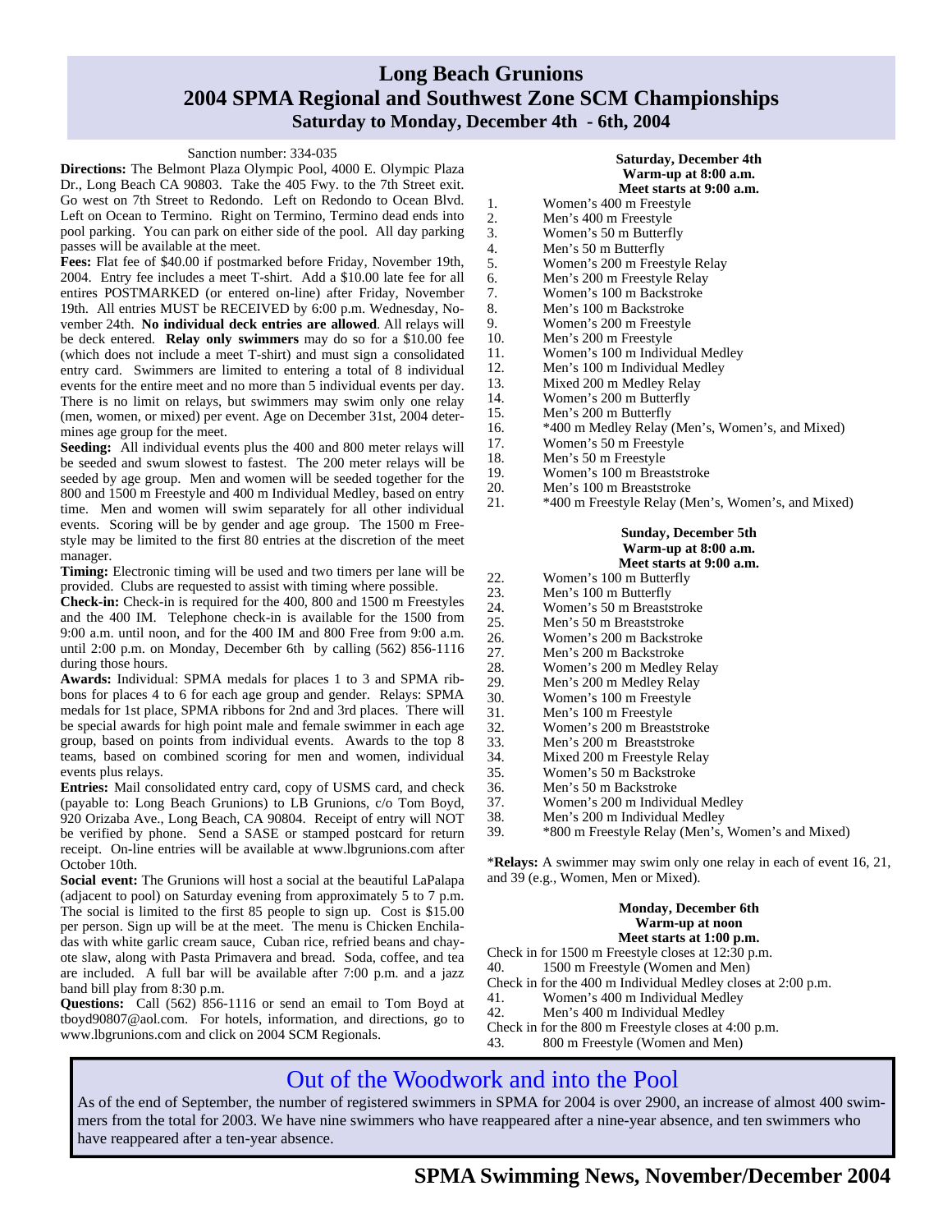# Long Beach Grunions
## 2004 SPMA Regional and Southwest Zone SCM Championships
### Saturday to Monday, December 4th - 6th, 2004

Sanction number: 334-035

**Directions:** The Belmont Plaza Olympic Pool, 4000 E. Olympic Plaza Dr., Long Beach CA 90803. Take the 405 Fwy. to the 7th Street exit. Go west on 7th Street to Redondo. Left on Redondo to Ocean Blvd. Left on Ocean to Termino. Right on Termino, Termino dead ends into pool parking. You can park on either side of the pool. All day parking passes will be available at the meet.

**Fees:** Flat fee of $40.00 if postmarked before Friday, November 19th, 2004. Entry fee includes a meet T-shirt. Add a $10.00 late fee for all entires POSTMARKED (or entered on-line) after Friday, November 19th. All entries MUST be RECEIVED by 6:00 p.m. Wednesday, November 24th. **No individual deck entries are allowed**. All relays will be deck entered. **Relay only swimmers** may do so for a $10.00 fee (which does not include a meet T-shirt) and must sign a consolidated entry card. Swimmers are limited to entering a total of 8 individual events for the entire meet and no more than 5 individual events per day. There is no limit on relays, but swimmers may swim only one relay (men, women, or mixed) per event. Age on December 31st, 2004 determines age group for the meet.

**Seeding:** All individual events plus the 400 and 800 meter relays will be seeded and swum slowest to fastest. The 200 meter relays will be seeded by age group. Men and women will be seeded together for the 800 and 1500 m Freestyle and 400 m Individual Medley, based on entry time. Men and women will swim separately for all other individual events. Scoring will be by gender and age group. The 1500 m Freestyle may be limited to the first 80 entries at the discretion of the meet manager.

**Timing:** Electronic timing will be used and two timers per lane will be provided. Clubs are requested to assist with timing where possible.

**Check-in:** Check-in is required for the 400, 800 and 1500 m Freestyles and the 400 IM. Telephone check-in is available for the 1500 from 9:00 a.m. until noon, and for the 400 IM and 800 Free from 9:00 a.m. until 2:00 p.m. on Monday, December 6th by calling (562) 856-1116 during those hours.

**Awards:** Individual: SPMA medals for places 1 to 3 and SPMA ribbons for places 4 to 6 for each age group and gender. Relays: SPMA medals for 1st place, SPMA ribbons for 2nd and 3rd places. There will be special awards for high point male and female swimmer in each age group, based on points from individual events. Awards to the top 8 teams, based on combined scoring for men and women, individual events plus relays.

**Entries:** Mail consolidated entry card, copy of USMS card, and check (payable to: Long Beach Grunions) to LB Grunions, c/o Tom Boyd, 920 Orizaba Ave., Long Beach, CA 90804. Receipt of entry will NOT be verified by phone. Send a SASE or stamped postcard for return receipt. On-line entries will be available at www.lbgrunions.com after October 10th.

**Social event:** The Grunions will host a social at the beautiful LaPalapa (adjacent to pool) on Saturday evening from approximately 5 to 7 p.m. The social is limited to the first 85 people to sign up. Cost is $15.00 per person. Sign up will be at the meet. The menu is Chicken Enchiladas with white garlic cream sauce, Cuban rice, refried beans and chayote slaw, along with Pasta Primavera and bread. Soda, coffee, and tea are included. A full bar will be available after 7:00 p.m. and a jazz band bill play from 8:30 p.m.

**Questions:** Call (562) 856-1116 or send an email to Tom Boyd at tboyd90807@aol.com. For hotels, information, and directions, go to www.lbgrunions.com and click on 2004 SCM Regionals.

**Saturday, December 4th**
**Warm-up at 8:00 a.m.**
**Meet starts at 9:00 a.m.**

1. Women's 400 m Freestyle
2. Men's 400 m Freestyle
3. Women's 50 m Butterfly
4. Men's 50 m Butterfly
5. Women's 200 m Freestyle Relay
6. Men's 200 m Freestyle Relay
7. Women's 100 m Backstroke
8. Men's 100 m Backstroke
9. Women's 200 m Freestyle
10. Men's 200 m Freestyle
11. Women's 100 m Individual Medley
12. Men's 100 m Individual Medley
13. Mixed 200 m Medley Relay
14. Women's 200 m Butterfly
15. Men's 200 m Butterfly
16. *400 m Medley Relay (Men's, Women's, and Mixed)
17. Women's 50 m Freestyle
18. Men's 50 m Freestyle
19. Women's 100 m Breaststroke
20. Men's 100 m Breaststroke
21. *400 m Freestyle Relay (Men's, Women's, and Mixed)

**Sunday, December 5th**
**Warm-up at 8:00 a.m.**
**Meet starts at 9:00 a.m.**

22. Women's 100 m Butterfly
23. Men's 100 m Butterfly
24. Women's 50 m Breaststroke
25. Men's 50 m Breaststroke
26. Women's 200 m Backstroke
27. Men's 200 m Backstroke
28. Women's 200 m Medley Relay
29. Men's 200 m Medley Relay
30. Women's 100 m Freestyle
31. Men's 100 m Freestyle
32. Women's 200 m Breaststroke
33. Men's 200 m Breaststroke
34. Mixed 200 m Freestyle Relay
35. Women's 50 m Backstroke
36. Men's 50 m Backstroke
37. Women's 200 m Individual Medley
38. Men's 200 m Individual Medley
39. *800 m Freestyle Relay (Men's, Women's and Mixed)

***Relays:** A swimmer may swim only one relay in each of event 16, 21, and 39 (e.g., Women, Men or Mixed).

**Monday, December 6th**
**Warm-up at noon**
**Meet starts at 1:00 p.m.**

Check in for 1500 m Freestyle closes at 12:30 p.m.

40. 1500 m Freestyle (Women and Men)

Check in for the 400 m Individual Medley closes at 2:00 p.m.

41. Women's 400 m Individual Medley
42. Men's 400 m Individual Medley

Check in for the 800 m Freestyle closes at 4:00 p.m.

43. 800 m Freestyle (Women and Men)

## Out of the Woodwork and into the Pool

As of the end of September, the number of registered swimmers in SPMA for 2004 is over 2900, an increase of almost 400 swimmers from the total for 2003. We have nine swimmers who have reappeared after a nine-year absence, and ten swimmers who have reappeared after a ten-year absence.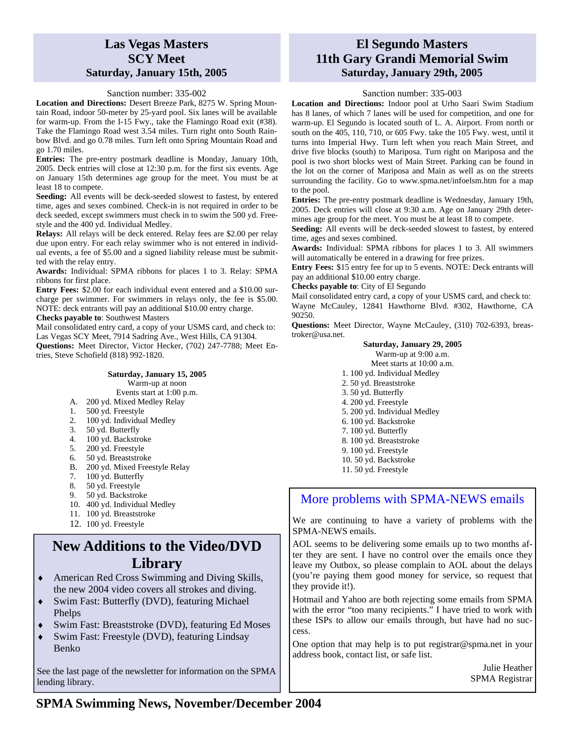## Las Vegas Masters SCY Meet
### Saturday, January 15th, 2005

Sanction number: 335-002

**Location and Directions:** Desert Breeze Park, 8275 W. Spring Mountain Road, indoor 50-meter by 25-yard pool. Six lanes will be available for warm-up. From the I-15 Fwy., take the Flamingo Road exit (#38). Take the Flamingo Road west 3.54 miles. Turn right onto South Rainbow Blvd. and go 0.78 miles. Turn left onto Spring Mountain Road and go 1.70 miles.

**Entries:** The pre-entry postmark deadline is Monday, January 10th, 2005. Deck entries will close at 12:30 p.m. for the first six events. Age on January 15th determines age group for the meet. You must be at least 18 to compete.

**Seeding:** All events will be deck-seeded slowest to fastest, by entered time, ages and sexes combined. Check-in is not required in order to be deck seeded, except swimmers must check in to swim the 500 yd. Freestyle and the 400 yd. Individual Medley.

**Relays:** All relays will be deck entered. Relay fees are $2.00 per relay due upon entry. For each relay swimmer who is not entered in individual events, a fee of $5.00 and a signed liability release must be submitted with the relay entry.

**Awards:** Individual: SPMA ribbons for places 1 to 3. Relay: SPMA ribbons for first place.

**Entry Fees:** $2.00 for each individual event entered and a $10.00 surcharge per swimmer. For swimmers in relays only, the fee is $5.00. NOTE: deck entrants will pay an additional $10.00 entry charge.

**Checks payable to**: Southwest Masters

Mail consolidated entry card, a copy of your USMS card, and check to: Las Vegas SCY Meet, 7914 Sadring Ave., West Hills, CA 91304.

**Questions:** Meet Director, Victor Hecker, (702) 247-7788; Meet Entries, Steve Schofield (818) 992-1820.

**Saturday, January 15, 2005**
Warm-up at noon
Events start at 1:00 p.m.

- A. 200 yd. Mixed Medley Relay
- 1. 500 yd. Freestyle
- 2. 100 yd. Individual Medley
- 3. 50 yd. Butterfly
- 4. 100 yd. Backstroke
- 5. 200 yd. Freestyle
- 6. 50 yd. Breaststroke
- B. 200 yd. Mixed Freestyle Relay
- 7. 100 yd. Butterfly
- 8. 50 yd. Freestyle
- 9. 50 yd. Backstroke
- 10. 400 yd. Individual Medley
- 11. 100 yd. Breaststroke
- 12. 100 yd. Freestyle

## New Additions to the Video/DVD Library

- American Red Cross Swimming and Diving Skills, the new 2004 video covers all strokes and diving.
- Swim Fast: Butterfly (DVD), featuring Michael Phelps
- Swim Fast: Breaststroke (DVD), featuring Ed Moses
- Swim Fast: Freestyle (DVD), featuring Lindsay Benko

See the last page of the newsletter for information on the SPMA lending library.

## El Segundo Masters 11th Gary Grandi Memorial Swim
### Saturday, January 29th, 2005

Sanction number: 335-003

**Location and Directions:** Indoor pool at Urho Saari Swim Stadium has 8 lanes, of which 7 lanes will be used for competition, and one for warm-up. El Segundo is located south of L. A. Airport. From north or south on the 405, 110, 710, or 605 Fwy. take the 105 Fwy. west, until it turns into Imperial Hwy. Turn left when you reach Main Street, and drive five blocks (south) to Mariposa. Turn right on Mariposa and the pool is two short blocks west of Main Street. Parking can be found in the lot on the corner of Mariposa and Main as well as on the streets surrounding the facility. Go to www.spma.net/infoelsm.htm for a map to the pool.

**Entries:** The pre-entry postmark deadline is Wednesday, January 19th, 2005. Deck entries will close at 9:30 a.m. Age on January 29th determines age group for the meet. You must be at least 18 to compete.

**Seeding:** All events will be deck-seeded slowest to fastest, by entered time, ages and sexes combined.

**Awards:** Individual: SPMA ribbons for places 1 to 3. All swimmers will automatically be entered in a drawing for free prizes.

**Entry Fees:** $15 entry fee for up to 5 events. NOTE: Deck entrants will pay an additional $10.00 entry charge.

**Checks payable to**: City of El Segundo

Mail consolidated entry card, a copy of your USMS card, and check to: Wayne McCauley, 12841 Hawthorne Blvd. #302, Hawthorne, CA 90250.

**Questions:** Meet Director, Wayne McCauley, (310) 702-6393, breastroker@usa.net.

**Saturday, January 29, 2005**
Warm-up at 9:00 a.m.
Meet starts at 10:00 a.m.

1. 100 yd. Individual Medley
2. 50 yd. Breaststroke
3. 50 yd. Butterfly
4. 200 yd. Freestyle
5. 200 yd. Individual Medley
6. 100 yd. Backstroke
7. 100 yd. Butterfly
8. 100 yd. Breaststroke
9. 100 yd. Freestyle
10. 50 yd. Backstroke
11. 50 yd. Freestyle

## More problems with SPMA-NEWS emails

We are continuing to have a variety of problems with the SPMA-NEWS emails.

AOL seems to be delivering some emails up to two months after they are sent. I have no control over the emails once they leave my Outbox, so please complain to AOL about the delays (you're paying them good money for service, so request that they provide it!).

Hotmail and Yahoo are both rejecting some emails from SPMA with the error "too many recipients." I have tried to work with these ISPs to allow our emails through, but have had no success.

One option that may help is to put registrar@spma.net in your address book, contact list, or safe list.

Julie Heather
SPMA Registrar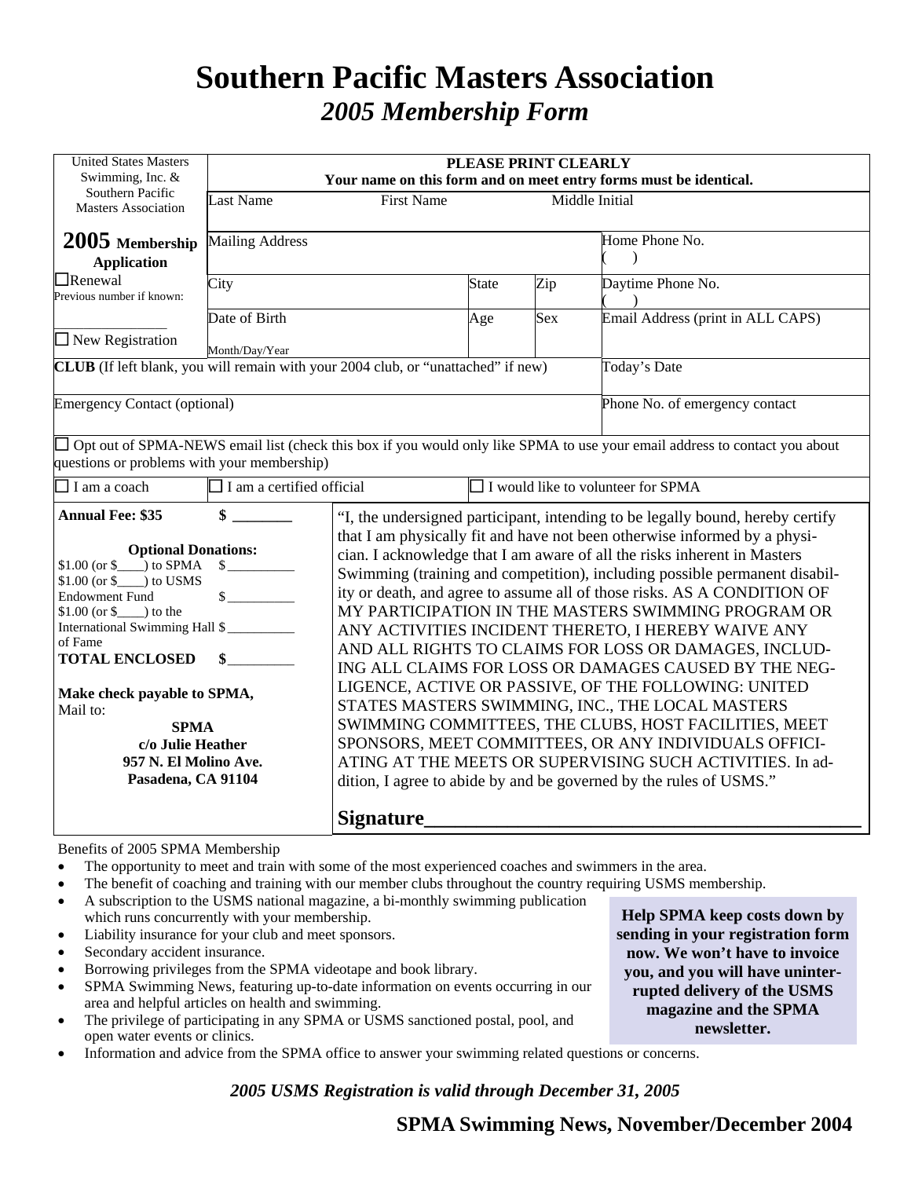# Southern Pacific Masters Association

## *2005 Membership Form*

United States Masters Swimming, Inc. & Southern Pacific Masters Association

**2005 Membership Application**

☐ Renewal
Previous number if known: ________________

☐ New Registration

**PLEASE PRINT CLEARLY**
**Your name on this form and on meet entry forms must be identical.**

| Last Name | First Name | Middle Initial | |
|---|---|---|---|
| Mailing Address | | | Home Phone No. ( ) |
| City | State | Zip | Daytime Phone No. ( ) |
| Date of Birth Month/Day/Year | Age | Sex | Email Address (print in ALL CAPS) |
| **CLUB** (If left blank, you will remain with your 2004 club, or "unattached" if new) | | | Today's Date |
| Emergency Contact (optional) | | | Phone No. of emergency contact |

☐ Opt out of SPMA-NEWS email list (check this box if you would only like SPMA to use your email address to contact you about questions or problems with your membership)

☐ I am a coach ☐ I am a certified official ☐ I would like to volunteer for SPMA

**Annual Fee: $35** **$ ________**

**Optional Donations:**
$1.00 (or $____) to SPMA $__________
$1.00 (or $____) to USMS Endowment Fund $__________
$1.00 (or $____) to the International Swimming Hall of Fame $__________
**TOTAL ENCLOSED $__________**

**Make check payable to SPMA,**
Mail to:
**SPMA**
**c/o Julie Heather**
**957 N. El Molino Ave.**
**Pasadena, CA 91104**

"I, the undersigned participant, intending to be legally bound, hereby certify that I am physically fit and have not been otherwise informed by a physician. I acknowledge that I am aware of all the risks inherent in Masters Swimming (training and competition), including possible permanent disability or death, and agree to assume all of those risks. AS A CONDITION OF MY PARTICIPATION IN THE MASTERS SWIMMING PROGRAM OR ANY ACTIVITIES INCIDENT THERETO, I HEREBY WAIVE ANY AND ALL RIGHTS TO CLAIMS FOR LOSS OR DAMAGES, INCLUDING ALL CLAIMS FOR LOSS OR DAMAGES CAUSED BY THE NEGLIGENCE, ACTIVE OR PASSIVE, OF THE FOLLOWING: UNITED STATES MASTERS SWIMMING, INC., THE LOCAL MASTERS SWIMMING COMMITTEES, THE CLUBS, HOST FACILITIES, MEET SPONSORS, MEET COMMITTEES, OR ANY INDIVIDUALS OFFICIATING AT THE MEETS OR SUPERVISING SUCH ACTIVITIES. In addition, I agree to abide by and be governed by the rules of USMS."

**Signature__________________________________________**

Benefits of 2005 SPMA Membership

- The opportunity to meet and train with some of the most experienced coaches and swimmers in the area.
- The benefit of coaching and training with our member clubs throughout the country requiring USMS membership.
- A subscription to the USMS national magazine, a bi-monthly swimming publication which runs concurrently with your membership.
- Liability insurance for your club and meet sponsors.
- Secondary accident insurance.
- Borrowing privileges from the SPMA videotape and book library.
- SPMA Swimming News, featuring up-to-date information on events occurring in our area and helpful articles on health and swimming.
- The privilege of participating in any SPMA or USMS sanctioned postal, pool, and open water events or clinics.
- Information and advice from the SPMA office to answer your swimming related questions or concerns.

**Help SPMA keep costs down by sending in your registration form now. We won't have to invoice you, and you will have uninterrupted delivery of the USMS magazine and the SPMA newsletter.**

***2005 USMS Registration is valid through December 31, 2005***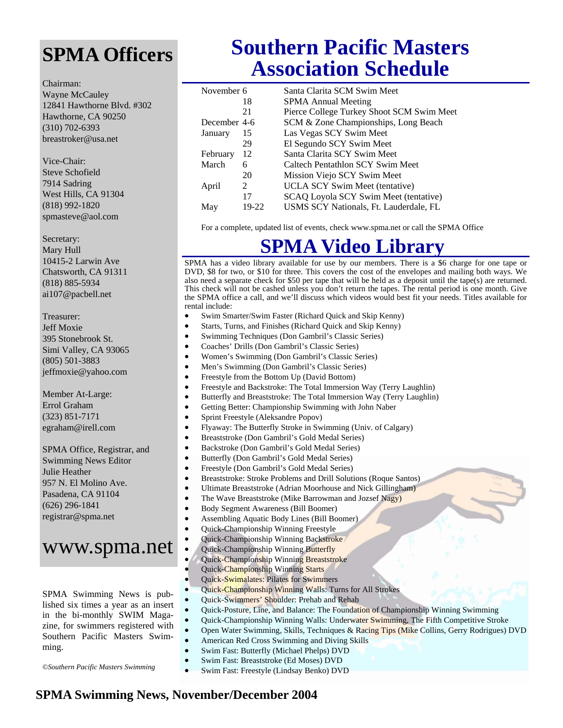# SPMA Officers

Chairman:
Wayne McCauley
12841 Hawthorne Blvd. #302
Hawthorne, CA 90250
(310) 702-6393
breastroker@usa.net

Vice-Chair:
Steve Schofield
7914 Sadring
West Hills, CA 91304
(818) 992-1820
spmasteve@aol.com

Secretary:
Mary Hull
10415-2 Larwin Ave
Chatsworth, CA 91311
(818) 885-5934
ai107@pacbell.net

Treasurer:
Jeff Moxie
395 Stonebrook St.
Simi Valley, CA 93065
(805) 501-3883
jeffmoxie@yahoo.com

Member At-Large:
Errol Graham
(323) 851-7171
egraham@irell.com

SPMA Office, Registrar, and Swimming News Editor
Julie Heather
957 N. El Molino Ave.
Pasadena, CA 91104
(626) 296-1841
registrar@spma.net

## www.spma.net

SPMA Swimming News is published six times a year as an insert in the bi-monthly SWIM Magazine, for swimmers registered with Southern Pacific Masters Swimming.

*©Southern Pacific Masters Swimming*

# Southern Pacific Masters Association Schedule

| | | |
|---|---|---|
| November | 6 | Santa Clarita SCM Swim Meet |
| | 18 | SPMA Annual Meeting |
| | 21 | Pierce College Turkey Shoot SCM Swim Meet |
| December | 4-6 | SCM & Zone Championships, Long Beach |
| January | 15 | Las Vegas SCY Swim Meet |
| | 29 | El Segundo SCY Swim Meet |
| February | 12 | Santa Clarita SCY Swim Meet |
| March | 6 | Caltech Pentathlon SCY Swim Meet |
| | 20 | Mission Viejo SCY Swim Meet |
| April | 2 | UCLA SCY Swim Meet (tentative) |
| | 17 | SCAQ Loyola SCY Swim Meet (tentative) |
| May | 19-22 | USMS SCY Nationals, Ft. Lauderdale, FL |

For a complete, updated list of events, check www.spma.net or call the SPMA Office

# SPMA Video Library

SPMA has a video library available for use by our members. There is a $6 charge for one tape or DVD, $8 for two, or $10 for three. This covers the cost of the envelopes and mailing both ways. We also need a separate check for $50 per tape that will be held as a deposit until the tape(s) are returned. This check will not be cashed unless you don't return the tapes. The rental period is one month. Give the SPMA office a call, and we'll discuss which videos would best fit your needs. Titles available for rental include:

- Swim Smarter/Swim Faster (Richard Quick and Skip Kenny)
- Starts, Turns, and Finishes (Richard Quick and Skip Kenny)
- Swimming Techniques (Don Gambril's Classic Series)
- Coaches' Drills (Don Gambril's Classic Series)
- Women's Swimming (Don Gambril's Classic Series)
- Men's Swimming (Don Gambril's Classic Series)
- Freestyle from the Bottom Up (David Bottom)
- Freestyle and Backstroke: The Total Immersion Way (Terry Laughlin)
- Butterfly and Breaststroke: The Total Immersion Way (Terry Laughlin)
- Getting Better: Championship Swimming with John Naber
- Sprint Freestyle (Aleksandre Popov)
- Flyaway: The Butterfly Stroke in Swimming (Univ. of Calgary)
- Breaststroke (Don Gambril's Gold Medal Series)
- Backstroke (Don Gambril's Gold Medal Series)
- Butterfly (Don Gambril's Gold Medal Series)
- Freestyle (Don Gambril's Gold Medal Series)
- Breaststroke: Stroke Problems and Drill Solutions (Roque Santos)
- Ultimate Breaststroke (Adrian Moorhouse and Nick Gillingham)
- The Wave Breaststroke (Mike Barrowman and Jozsef Nagy)
- Body Segment Awareness (Bill Boomer)
- Assembling Aquatic Body Lines (Bill Boomer)
- Quick-Championship Winning Freestyle
- Quick-Championship Winning Backstroke
- Quick-Championship Winning Butterfly
- Quick-Championship Winning Breaststroke
- Quick-Championship Winning Starts
- Quick-Swimalates: Pilates for Swimmers
- Quick-Championship Winning Walls: Turns for All Strokes
- Quick-Swimmers' Shoulder: Prehab and Rehab
- Quick-Posture, Line, and Balance: The Foundation of Championship Winning Swimming
- Quick-Championship Winning Walls: Underwater Swimming, The Fifth Competitive Stroke
- Open Water Swimming, Skills, Techniques & Racing Tips (Mike Collins, Gerry Rodrigues) DVD
- American Red Cross Swimming and Diving Skills
- Swim Fast: Butterfly (Michael Phelps) DVD
- Swim Fast: Breaststroke (Ed Moses) DVD
- Swim Fast: Freestyle (Lindsay Benko) DVD

**SPMA Swimming News, November/December 2004**